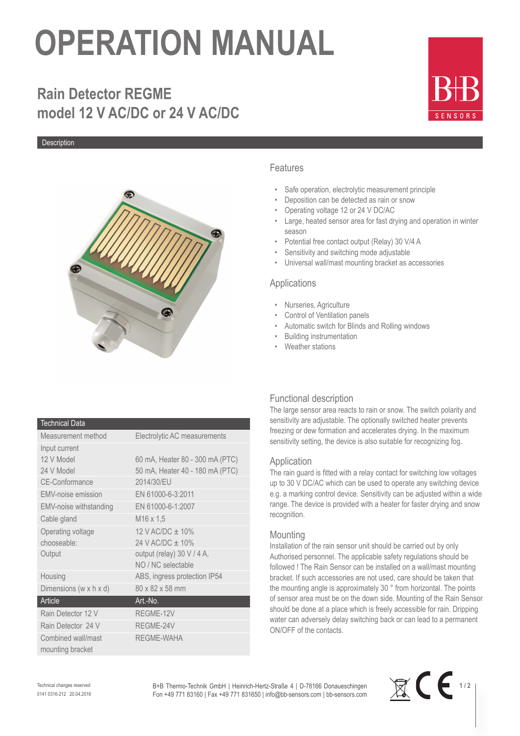# OPERATION MANUAL

## Rain Detector REGME
## model 12 V AC/DC or 24 V AC/DC

B+B SENSORS

Description

### Features

- Safe operation, electrolytic measurement principle
- Deposition can be detected as rain or snow
- Operating voltage 12 or 24 V DC/AC
- Large, heated sensor area for fast drying and operation in winter season
- Potential free contact output (Relay) 30 V/4 A
- Sensitivity and switching mode adjustable
- Universal wall/mast mounting bracket as accessories

### Applications

- Nurseries, Agriculture
- Control of Ventilation panels
- Automatic switch for Blinds and Rolling windows
- Building instrumentation
- Weather stations

### Functional description

The large sensor area reacts to rain or snow. The switch polarity and sensitivity are adjustable. The optionally switched heater prevents freezing or dew formation and accelerates drying. In the maximum sensitivity setting, the device is also suitable for recognizing fog.

### Application

The rain guard is fitted with a relay contact for switching low voltages up to 30 V DC/AC which can be used to operate any switching device e.g. a marking control device. Sensitivity can be adjusted within a wide range. The device is provided with a heater for faster drying and snow recognition.

### Mounting

Installation of the rain sensor unit should be carried out by only Authorised personnel. The applicable safety regulations should be followed ! The Rain Sensor can be installed on a wall/mast mounting bracket. If such accessories are not used, care should be taken that the mounting angle is approximately 30 ° from horizontal. The points of sensor area must be on the down side. Mounting of the Rain Sensor should be done at a place which is freely accessible for rain. Dripping water can adversely delay switching back or can lead to a permanent ON/OFF of the contacts.

| Technical Data | |
|---|---|
| Measurement method | Electrolytic AC measurements |
| Input current | |
| 12 V Model | 60 mA, Heater 80 - 300 mA (PTC) |
| 24 V Model | 50 mA, Heater 40 - 180 mA (PTC) |
| CE-Conformance | 2014/30/EU |
| EMV-noise emission | EN 61000-6-3:2011 |
| EMV-noise withstanding | EN 61000-6-1:2007 |
| Cable gland | M16 x 1,5 |
| Operating voltage chooseable: | 12 V AC/DC ± 10%<br>24 V AC/DC ± 10% |
| Output | output (relay) 30 V / 4 A, NO / NC selectable |
| Housing | ABS, ingress protection IP54 |
| Dimensions (w x h x d) | 80 x 82 x 58 mm |
| **Article** | **Art.-No.** |
| Rain Detector 12 V | REGME-12V |
| Rain Detector 24 V | REGME-24V |
| Combined wall/mast mounting bracket | REGME-WAHA |

Technical changes reserved
0141 0316-212 20.04.2016

B+B Thermo-Technik GmbH | Heinrich-Hertz-Straße 4 | D-78166 Donaueschingen
Fon +49 771 83160 | Fax +49 771 831650 | info@bb-sensors.com | bb-sensors.com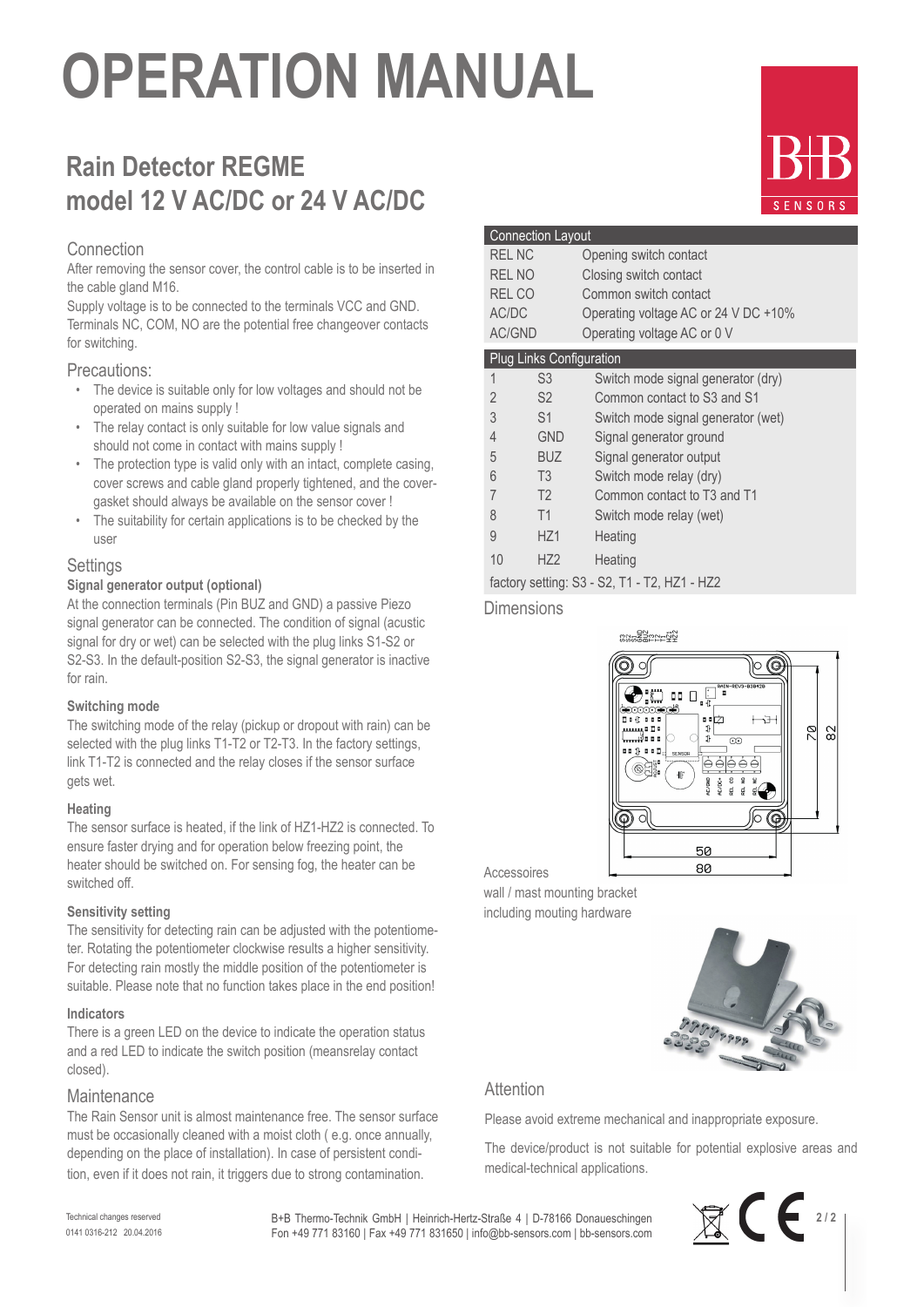# OPERATION MANUAL

## Rain Detector REGME model 12 V AC/DC or 24 V AC/DC

### Connection

After removing the sensor cover, the control cable is to be inserted in the cable gland M16.

Supply voltage is to be connected to the terminals VCC and GND. Terminals NC, COM, NO are the potential free changeover contacts for switching.

### Precautions:

- The device is suitable only for low voltages and should not be operated on mains supply !
- The relay contact is only suitable for low value signals and should not come in contact with mains supply !
- The protection type is valid only with an intact, complete casing, cover screws and cable gland properly tightened, and the cover-gasket should always be available on the sensor cover !
- The suitability for certain applications is to be checked by the user

### Settings

**Signal generator output (optional)**

At the connection terminals (Pin BUZ and GND) a passive Piezo signal generator can be connected. The condition of signal (acustic signal for dry or wet) can be selected with the plug links S1-S2 or S2-S3. In the default-position S2-S3, the signal generator is inactive for rain.

**Switching mode**

The switching mode of the relay (pickup or dropout with rain) can be selected with the plug links T1-T2 or T2-T3. In the factory settings, link T1-T2 is connected and the relay closes if the sensor surface gets wet.

**Heating**

The sensor surface is heated, if the link of HZ1-HZ2 is connected. To ensure faster drying and for operation below freezing point, the heater should be switched on. For sensing fog, the heater can be switched off.

**Sensitivity setting**

The sensitivity for detecting rain can be adjusted with the potentiometer. Rotating the potentiometer clockwise results a higher sensitivity. For detecting rain mostly the middle position of the potentiometer is suitable. Please note that no function takes place in the end position!

**Indicators**

There is a green LED on the device to indicate the operation status and a red LED to indicate the switch position (meansrelay contact closed).

### Maintenance

The Rain Sensor unit is almost maintenance free. The sensor surface must be occasionally cleaned with a moist cloth ( e.g. once annually, depending on the place of installation). In case of persistent condition, even if it does not rain, it triggers due to strong contamination.

| Connection Layout | |
|---|---|
| REL NC | Opening switch contact |
| REL NO | Closing switch contact |
| REL CO | Common switch contact |
| AC/DC | Operating voltage AC or 24 V DC +10% |
| AC/GND | Operating voltage AC or 0 V |

| Plug Links Configuration | | |
|---|---|---|
| 1 | S3 | Switch mode signal generator (dry) |
| 2 | S2 | Common contact to S3 and S1 |
| 3 | S1 | Switch mode signal generator (wet) |
| 4 | GND | Signal generator ground |
| 5 | BUZ | Signal generator output |
| 6 | T3 | Switch mode relay (dry) |
| 7 | T2 | Common contact to T3 and T1 |
| 8 | T1 | Switch mode relay (wet) |
| 9 | HZ1 | Heating |
| 10 | HZ2 | Heating |

factory setting: S3 - S2, T1 - T2, HZ1 - HZ2

### Dimensions

70
82
50
80

### Accessoires

wall / mast mounting bracket including mouting hardware

### Attention

Please avoid extreme mechanical and inappropriate exposure.

The device/product is not suitable for potential explosive areas and medical-technical applications.

Technical changes reserved
0141 0316-212 20.04.2016

B+B Thermo-Technik GmbH | Heinrich-Hertz-Straße 4 | D-78166 Donaueschingen
Fon +49 771 83160 | Fax +49 771 831650 | info@bb-sensors.com | bb-sensors.com